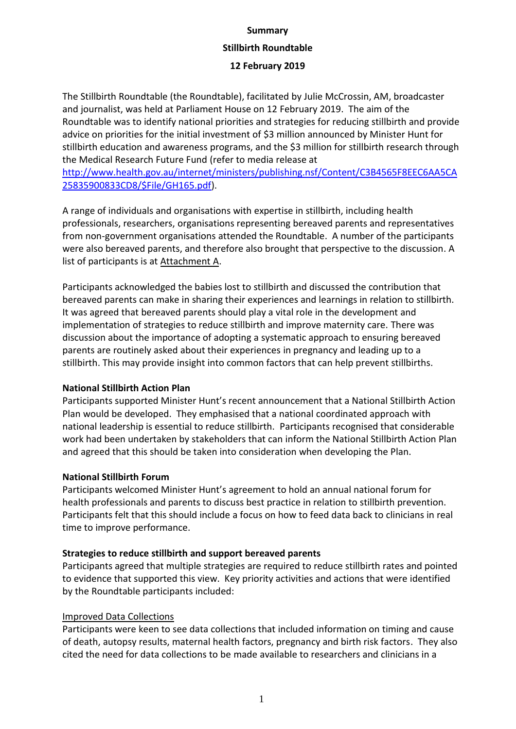**Summary**

**Stillbirth Roundtable**

**12 February 2019**

The Stillbirth Roundtable (the Roundtable), facilitated by Julie McCrossin, AM, broadcaster and journalist, was held at Parliament House on 12 February 2019. The aim of the Roundtable was to identify national priorities and strategies for reducing stillbirth and provide advice on priorities for the initial investment of $3 million announced by Minister Hunt for stillbirth education and awareness programs, and the $3 million for stillbirth research through the Medical Research Future Fund (refer to media release at [http://www.health.gov.au/internet/ministers/publishing.nsf/Content/C3B4565F8EEC6AA5CA25835900833CD8/$File/GH165.pdf](http://www.health.gov.au/internet/ministers/publishing.nsf/Content/C3B4565F8EEC6AA5CA25835900833CD8/$File/GH165.pdf)).

A range of individuals and organisations with expertise in stillbirth, including health professionals, researchers, organisations representing bereaved parents and representatives from non-government organisations attended the Roundtable. A number of the participants were also bereaved parents, and therefore also brought that perspective to the discussion. A list of participants is at Attachment A.

Participants acknowledged the babies lost to stillbirth and discussed the contribution that bereaved parents can make in sharing their experiences and learnings in relation to stillbirth. It was agreed that bereaved parents should play a vital role in the development and implementation of strategies to reduce stillbirth and improve maternity care. There was discussion about the importance of adopting a systematic approach to ensuring bereaved parents are routinely asked about their experiences in pregnancy and leading up to a stillbirth. This may provide insight into common factors that can help prevent stillbirths.

**National Stillbirth Action Plan**

Participants supported Minister Hunt's recent announcement that a National Stillbirth Action Plan would be developed. They emphasised that a national coordinated approach with national leadership is essential to reduce stillbirth. Participants recognised that considerable work had been undertaken by stakeholders that can inform the National Stillbirth Action Plan and agreed that this should be taken into consideration when developing the Plan.

**National Stillbirth Forum**

Participants welcomed Minister Hunt's agreement to hold an annual national forum for health professionals and parents to discuss best practice in relation to stillbirth prevention. Participants felt that this should include a focus on how to feed data back to clinicians in real time to improve performance.

**Strategies to reduce stillbirth and support bereaved parents**

Participants agreed that multiple strategies are required to reduce stillbirth rates and pointed to evidence that supported this view. Key priority activities and actions that were identified by the Roundtable participants included:

Improved Data Collections

Participants were keen to see data collections that included information on timing and cause of death, autopsy results, maternal health factors, pregnancy and birth risk factors. They also cited the need for data collections to be made available to researchers and clinicians in a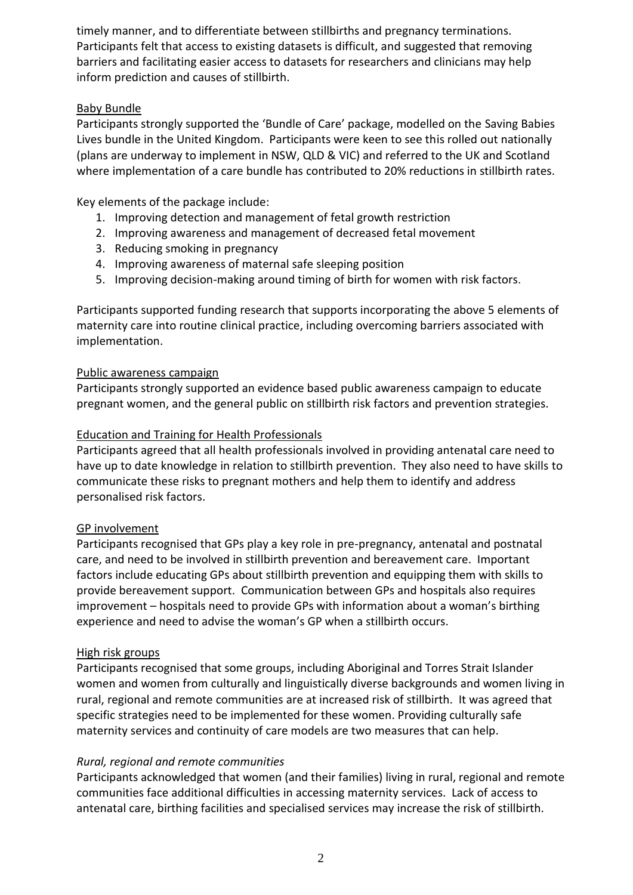timely manner, and to differentiate between stillbirths and pregnancy terminations. Participants felt that access to existing datasets is difficult, and suggested that removing barriers and facilitating easier access to datasets for researchers and clinicians may help inform prediction and causes of stillbirth.

## Baby Bundle

Participants strongly supported the 'Bundle of Care' package, modelled on the Saving Babies Lives bundle in the United Kingdom. Participants were keen to see this rolled out nationally (plans are underway to implement in NSW, QLD & VIC) and referred to the UK and Scotland where implementation of a care bundle has contributed to 20% reductions in stillbirth rates.

Key elements of the package include:

1. Improving detection and management of fetal growth restriction
2. Improving awareness and management of decreased fetal movement
3. Reducing smoking in pregnancy
4. Improving awareness of maternal safe sleeping position
5. Improving decision-making around timing of birth for women with risk factors.

Participants supported funding research that supports incorporating the above 5 elements of maternity care into routine clinical practice, including overcoming barriers associated with implementation.

## Public awareness campaign

Participants strongly supported an evidence based public awareness campaign to educate pregnant women, and the general public on stillbirth risk factors and prevention strategies.

## Education and Training for Health Professionals

Participants agreed that all health professionals involved in providing antenatal care need to have up to date knowledge in relation to stillbirth prevention. They also need to have skills to communicate these risks to pregnant mothers and help them to identify and address personalised risk factors.

## GP involvement

Participants recognised that GPs play a key role in pre-pregnancy, antenatal and postnatal care, and need to be involved in stillbirth prevention and bereavement care. Important factors include educating GPs about stillbirth prevention and equipping them with skills to provide bereavement support. Communication between GPs and hospitals also requires improvement – hospitals need to provide GPs with information about a woman's birthing experience and need to advise the woman's GP when a stillbirth occurs.

## High risk groups

Participants recognised that some groups, including Aboriginal and Torres Strait Islander women and women from culturally and linguistically diverse backgrounds and women living in rural, regional and remote communities are at increased risk of stillbirth. It was agreed that specific strategies need to be implemented for these women. Providing culturally safe maternity services and continuity of care models are two measures that can help.

### *Rural, regional and remote communities*

Participants acknowledged that women (and their families) living in rural, regional and remote communities face additional difficulties in accessing maternity services. Lack of access to antenatal care, birthing facilities and specialised services may increase the risk of stillbirth.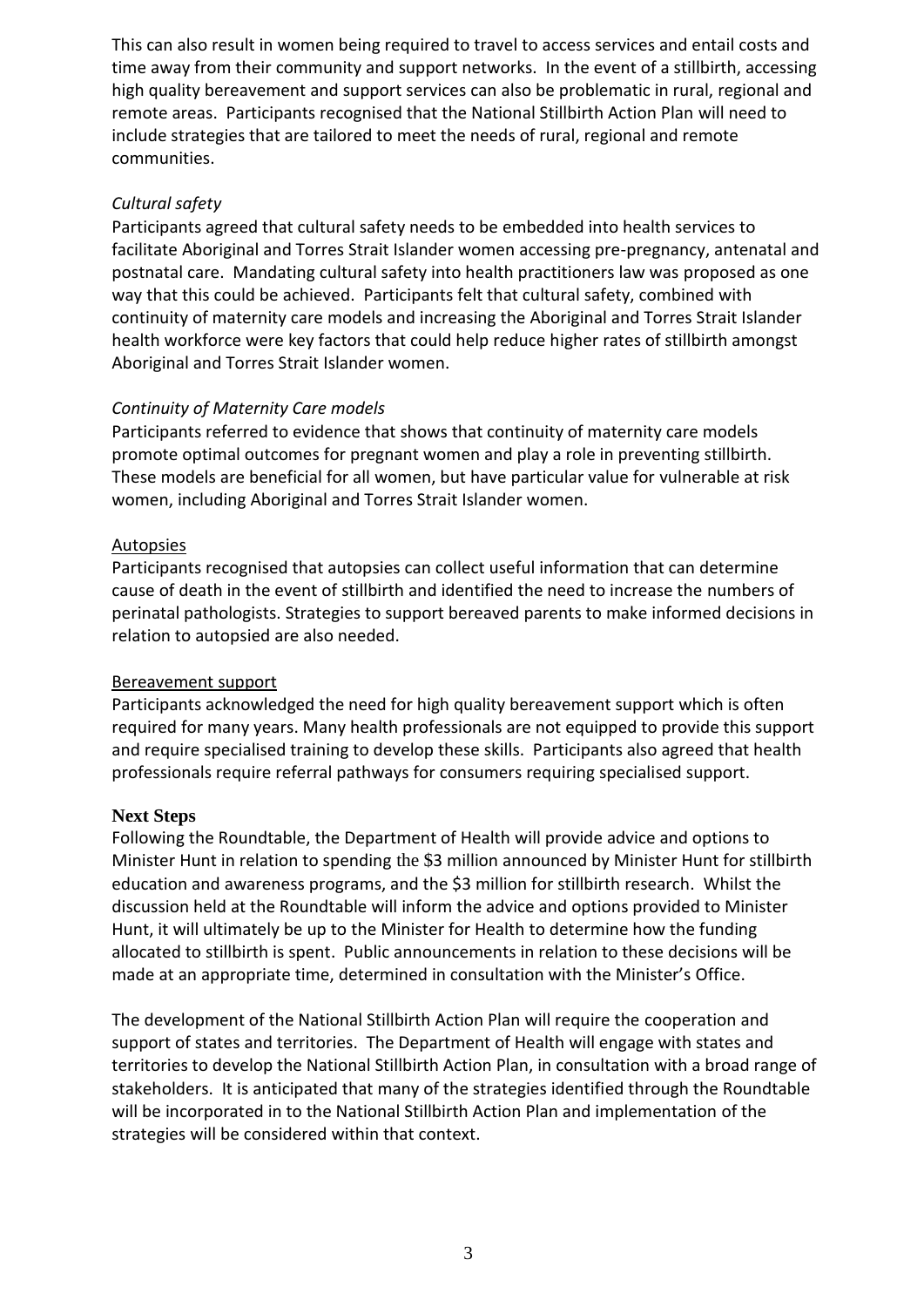This can also result in women being required to travel to access services and entail costs and time away from their community and support networks. In the event of a stillbirth, accessing high quality bereavement and support services can also be problematic in rural, regional and remote areas. Participants recognised that the National Stillbirth Action Plan will need to include strategies that are tailored to meet the needs of rural, regional and remote communities.

*Cultural safety*

Participants agreed that cultural safety needs to be embedded into health services to facilitate Aboriginal and Torres Strait Islander women accessing pre-pregnancy, antenatal and postnatal care. Mandating cultural safety into health practitioners law was proposed as one way that this could be achieved. Participants felt that cultural safety, combined with continuity of maternity care models and increasing the Aboriginal and Torres Strait Islander health workforce were key factors that could help reduce higher rates of stillbirth amongst Aboriginal and Torres Strait Islander women.

*Continuity of Maternity Care models*

Participants referred to evidence that shows that continuity of maternity care models promote optimal outcomes for pregnant women and play a role in preventing stillbirth. These models are beneficial for all women, but have particular value for vulnerable at risk women, including Aboriginal and Torres Strait Islander women.

<u>Autopsies</u>

Participants recognised that autopsies can collect useful information that can determine cause of death in the event of stillbirth and identified the need to increase the numbers of perinatal pathologists. Strategies to support bereaved parents to make informed decisions in relation to autopsied are also needed.

<u>Bereavement support</u>

Participants acknowledged the need for high quality bereavement support which is often required for many years. Many health professionals are not equipped to provide this support and require specialised training to develop these skills. Participants also agreed that health professionals require referral pathways for consumers requiring specialised support.

**Next Steps**

Following the Roundtable, the Department of Health will provide advice and options to Minister Hunt in relation to spending the $3 million announced by Minister Hunt for stillbirth education and awareness programs, and the $3 million for stillbirth research. Whilst the discussion held at the Roundtable will inform the advice and options provided to Minister Hunt, it will ultimately be up to the Minister for Health to determine how the funding allocated to stillbirth is spent. Public announcements in relation to these decisions will be made at an appropriate time, determined in consultation with the Minister's Office.

The development of the National Stillbirth Action Plan will require the cooperation and support of states and territories. The Department of Health will engage with states and territories to develop the National Stillbirth Action Plan, in consultation with a broad range of stakeholders. It is anticipated that many of the strategies identified through the Roundtable will be incorporated in to the National Stillbirth Action Plan and implementation of the strategies will be considered within that context.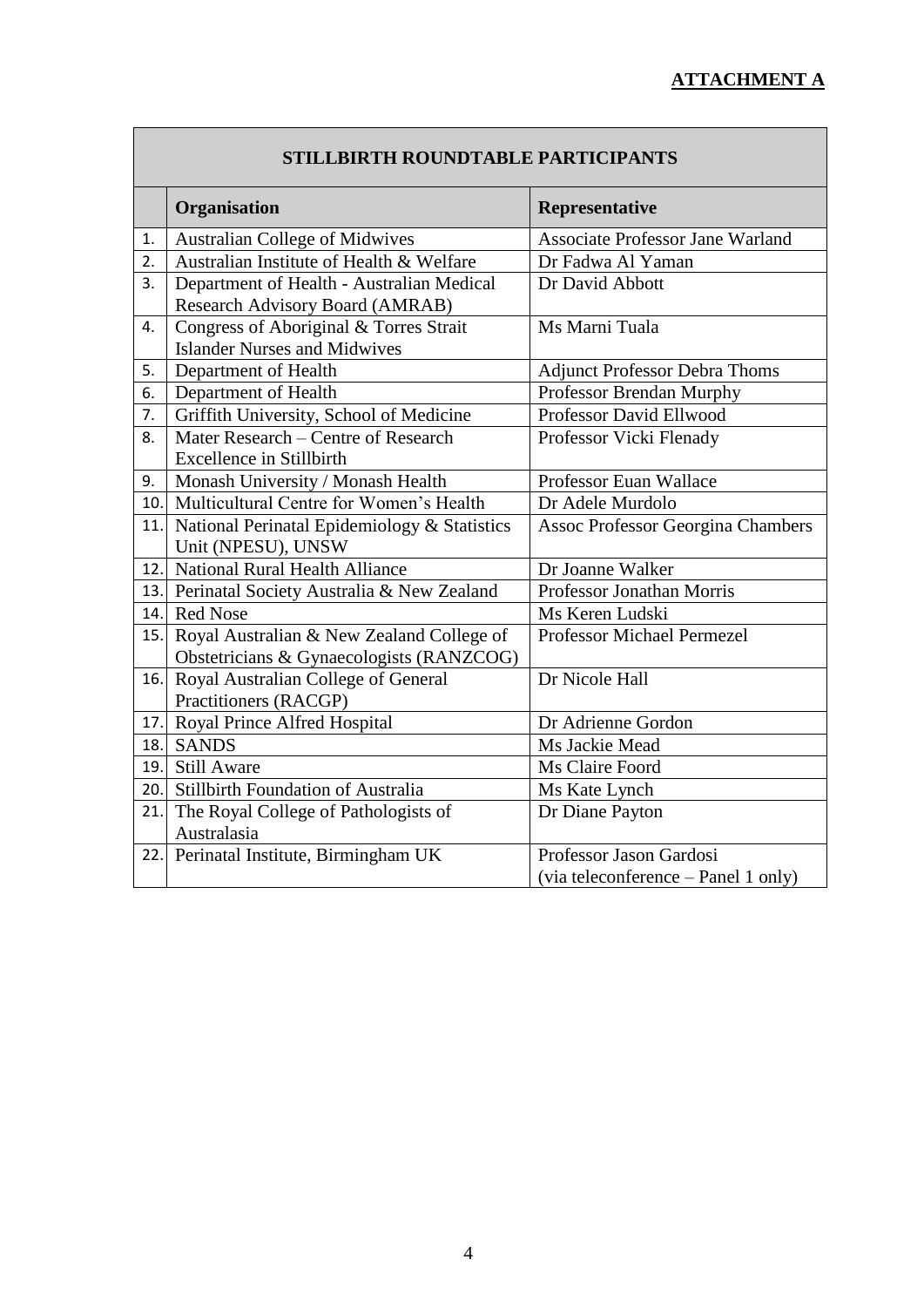**ATTACHMENT A**

| STILLBIRTH ROUNDTABLE PARTICIPANTS | | |
|---|---|---|
| | **Organisation** | **Representative** |
| 1. | Australian College of Midwives | Associate Professor Jane Warland |
| 2. | Australian Institute of Health & Welfare | Dr Fadwa Al Yaman |
| 3. | Department of Health - Australian Medical Research Advisory Board (AMRAB) | Dr David Abbott |
| 4. | Congress of Aboriginal & Torres Strait Islander Nurses and Midwives | Ms Marni Tuala |
| 5. | Department of Health | Adjunct Professor Debra Thoms |
| 6. | Department of Health | Professor Brendan Murphy |
| 7. | Griffith University, School of Medicine | Professor David Ellwood |
| 8. | Mater Research – Centre of Research Excellence in Stillbirth | Professor Vicki Flenady |
| 9. | Monash University / Monash Health | Professor Euan Wallace |
| 10. | Multicultural Centre for Women's Health | Dr Adele Murdolo |
| 11. | National Perinatal Epidemiology & Statistics Unit (NPESU), UNSW | Assoc Professor Georgina Chambers |
| 12. | National Rural Health Alliance | Dr Joanne Walker |
| 13. | Perinatal Society Australia & New Zealand | Professor Jonathan Morris |
| 14. | Red Nose | Ms Keren Ludski |
| 15. | Royal Australian & New Zealand College of Obstetricians & Gynaecologists (RANZCOG) | Professor Michael Permezel |
| 16. | Royal Australian College of General Practitioners (RACGP) | Dr Nicole Hall |
| 17. | Royal Prince Alfred Hospital | Dr Adrienne Gordon |
| 18. | SANDS | Ms Jackie Mead |
| 19. | Still Aware | Ms Claire Foord |
| 20. | Stillbirth Foundation of Australia | Ms Kate Lynch |
| 21. | The Royal College of Pathologists of Australasia | Dr Diane Payton |
| 22. | Perinatal Institute, Birmingham UK | Professor Jason Gardosi (via teleconference – Panel 1 only) |